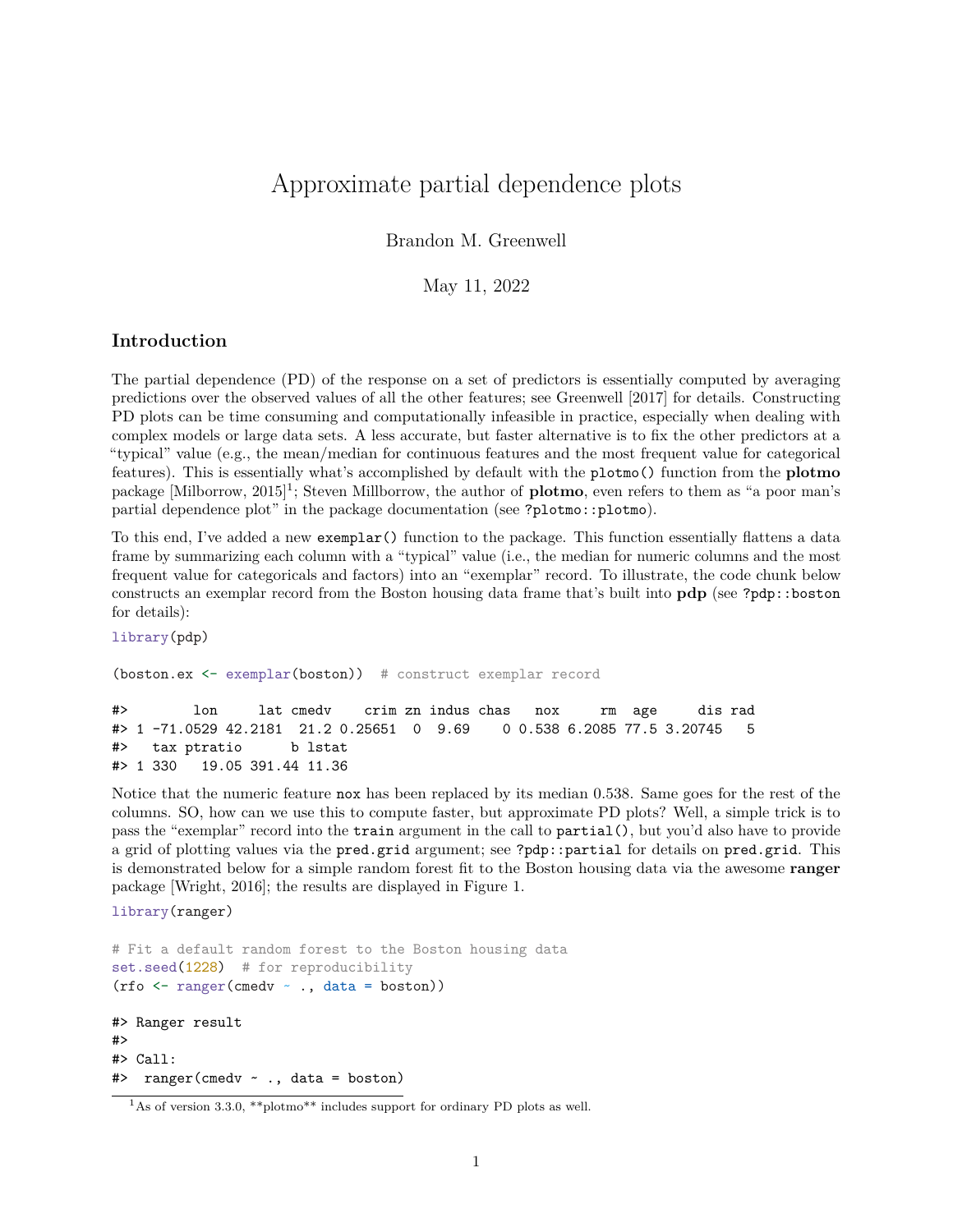# Approximate partial dependence plots

Brandon M. Greenwell

May 11, 2022

## Introduction

The partial dependence (PD) of the response on a set of predictors is essentially computed by averaging predictions over the observed values of all the other features; see Greenwell [2017] for details. Constructing PD plots can be time consuming and computationally infeasible in practice, especially when dealing with complex models or large data sets. A less accurate, but faster alternative is to fix the other predictors at a "typical" value (e.g., the mean/median for continuous features and the most frequent value for categorical features). This is essentially what's accomplished by default with the `plotmo()` function from the **plotmo** package [Milborrow, 2015][1]; Steven Millborrow, the author of **plotmo**, even refers to them as "a poor man's partial dependence plot" in the package documentation (see `?plotmo::plotmo`).

To this end, I've added a new `exemplar()` function to the package. This function essentially flattens a data frame by summarizing each column with a "typical" value (i.e., the median for numeric columns and the most frequent value for categoricals and factors) into an "exemplar" record. To illustrate, the code chunk below constructs an exemplar record from the Boston housing data frame that's built into **pdp** (see `?pdp::boston` for details):

```
library(pdp)

(boston.ex <- exemplar(boston))  # construct exemplar record

#>        lon     lat cmedv    crim zn indus chas   nox     rm  age     dis rad
#> 1 -71.0529 42.2181  21.2 0.25651  0  9.69    0 0.538 6.2085 77.5 3.20745   5
#>   tax ptratio      b lstat
#> 1 330   19.05 391.44 11.36
```

Notice that the numeric feature `nox` has been replaced by its median 0.538. Same goes for the rest of the columns. SO, how can we use this to compute faster, but approximate PD plots? Well, a simple trick is to pass the "exemplar" record into the `train` argument in the call to `partial()`, but you'd also have to provide a grid of plotting values via the `pred.grid` argument; see `?pdp::partial` for details on `pred.grid`. This is demonstrated below for a simple random forest fit to the Boston housing data via the awesome **ranger** package [Wright, 2016]; the results are displayed in Figure 1.

```
library(ranger)

# Fit a default random forest to the Boston housing data
set.seed(1228)  # for reproducibility
(rfo <- ranger(cmedv ~ ., data = boston))

#> Ranger result
#>
#> Call:
#>  ranger(cmedv ~ ., data = boston)
```

[1] As of version 3.3.0, **plotmo** includes support for ordinary PD plots as well.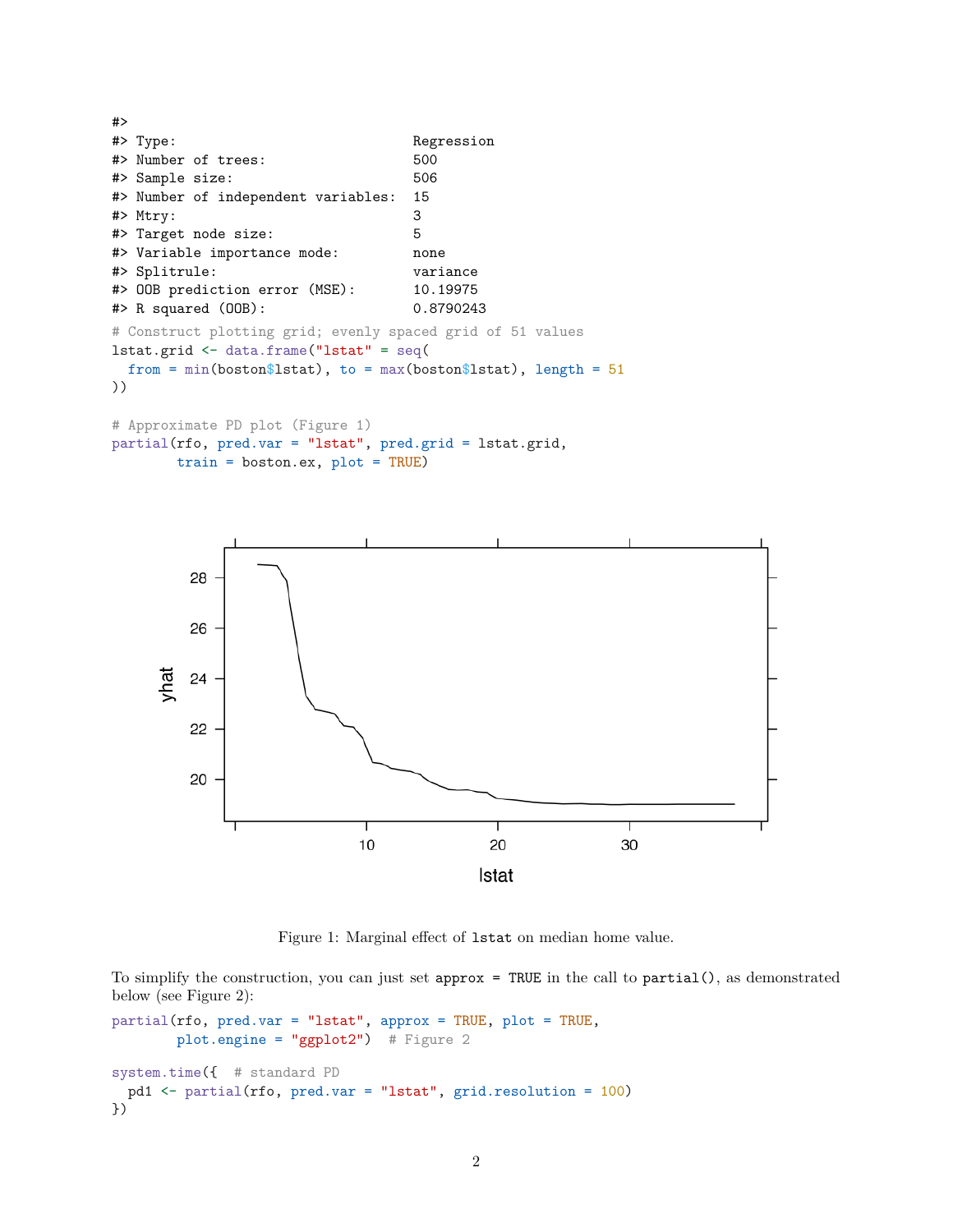```
#>
#> Type:                             Regression
#> Number of trees:                  500
#> Sample size:                      506
#> Number of independent variables:  15
#> Mtry:                             3
#> Target node size:                 5
#> Variable importance mode:         none
#> Splitrule:                        variance
#> OOB prediction error (MSE):       10.19975
#> R squared (OOB):                  0.8790243
```

```
# Construct plotting grid; evenly spaced grid of 51 values
lstat.grid <- data.frame("lstat" = seq(
  from = min(boston$lstat), to = max(boston$lstat), length = 51
))

# Approximate PD plot (Figure 1)
partial(rfo, pred.var = "lstat", pred.grid = lstat.grid,
        train = boston.ex, plot = TRUE)
```

Figure 1: Marginal effect of `lstat` on median home value.

To simplify the construction, you can just set `approx = TRUE` in the call to `partial()`, as demonstrated below (see Figure 2):

```
partial(rfo, pred.var = "lstat", approx = TRUE, plot = TRUE,
        plot.engine = "ggplot2")  # Figure 2

system.time({  # standard PD
  pd1 <- partial(rfo, pred.var = "lstat", grid.resolution = 100)
})
```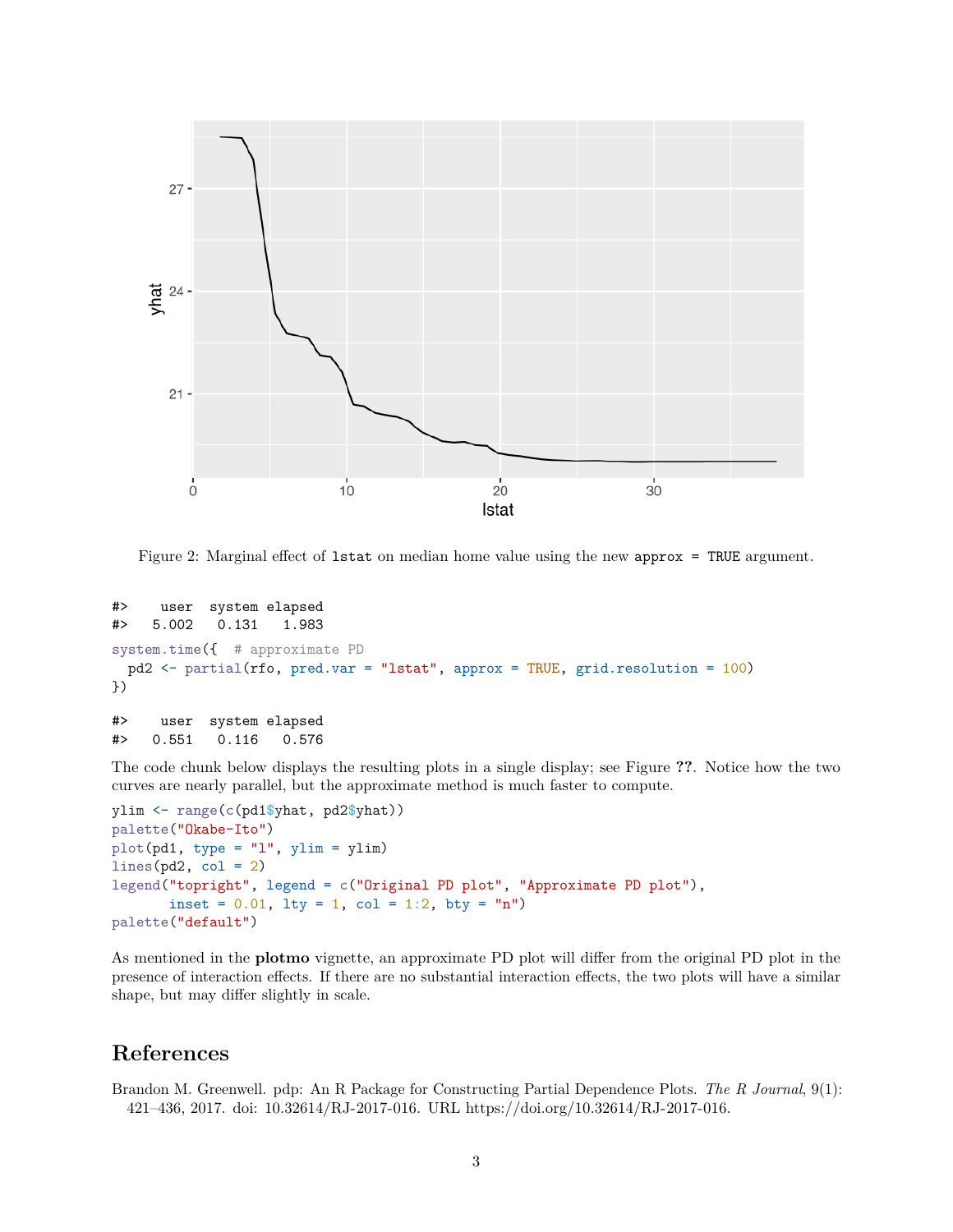Figure 2: Marginal effect of `lstat` on median home value using the new `approx = TRUE` argument.

```
#>    user  system elapsed
#>   5.002   0.131   1.983
```

```
system.time({  # approximate PD
  pd2 <- partial(rfo, pred.var = "lstat", approx = TRUE, grid.resolution = 100)
})
```

```
#>    user  system elapsed
#>   0.551   0.116   0.576
```

The code chunk below displays the resulting plots in a single display; see Figure **??**. Notice how the two curves are nearly parallel, but the approximate method is much faster to compute.

```
ylim <- range(c(pd1$yhat, pd2$yhat))
palette("Okabe-Ito")
plot(pd1, type = "l", ylim = ylim)
lines(pd2, col = 2)
legend("topright", legend = c("Original PD plot", "Approximate PD plot"),
       inset = 0.01, lty = 1, col = 1:2, bty = "n")
palette("default")
```

As mentioned in the **plotmo** vignette, an approximate PD plot will differ from the original PD plot in the presence of interaction effects. If there are no substantial interaction effects, the two plots will have a similar shape, but may differ slightly in scale.

## References

Brandon M. Greenwell. pdp: An R Package for Constructing Partial Dependence Plots. *The R Journal*, 9(1): 421–436, 2017. doi: 10.32614/RJ-2017-016. URL https://doi.org/10.32614/RJ-2017-016.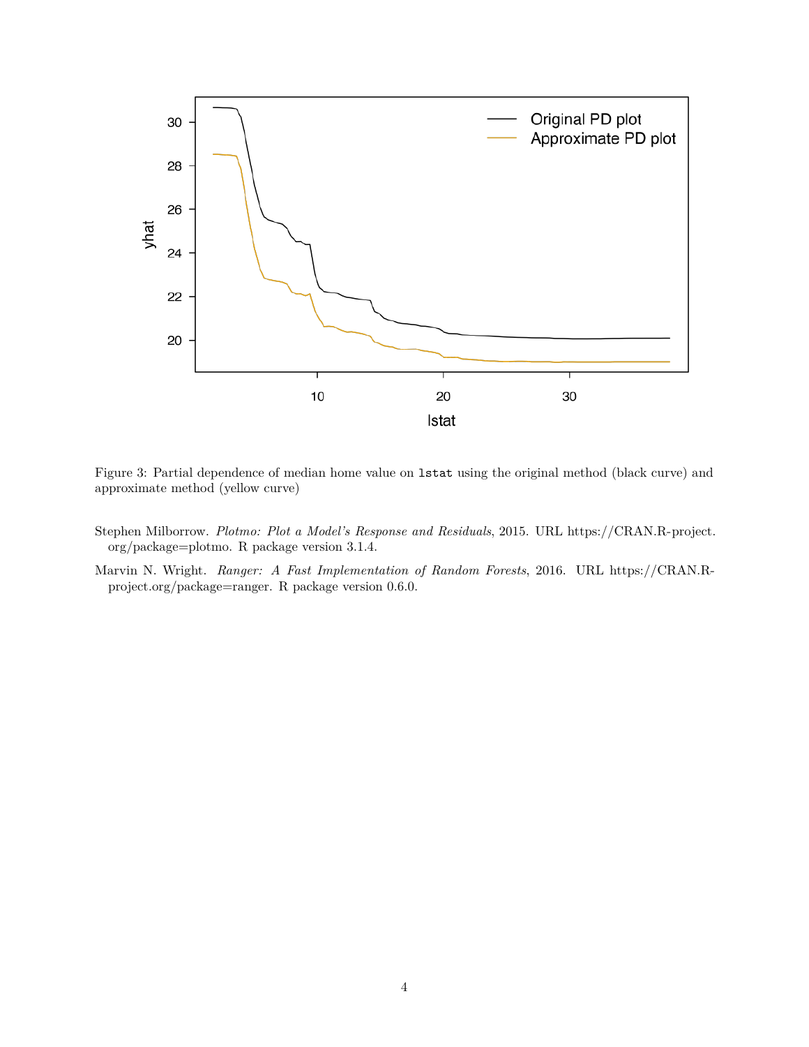Original PD plot
Approximate PD plot

yhat

30
28
26
24
22
20

10
20
30

lstat

Figure 3: Partial dependence of median home value on `lstat` using the original method (black curve) and approximate method (yellow curve)

Stephen Milborrow. *Plotmo: Plot a Model's Response and Residuals*, 2015. URL https://CRAN.R-project.org/package=plotmo. R package version 3.1.4.

Marvin N. Wright. *Ranger: A Fast Implementation of Random Forests*, 2016. URL https://CRAN.R-project.org/package=ranger. R package version 0.6.0.